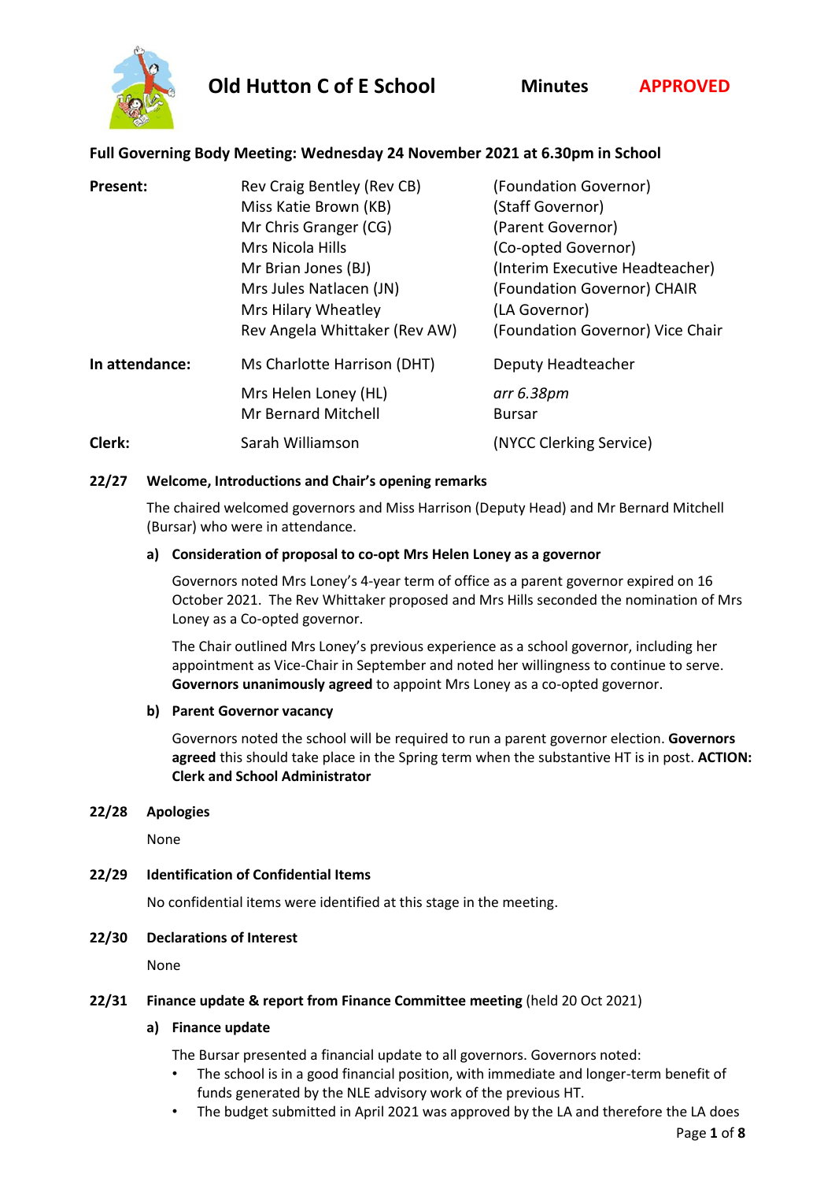# Old Hutton C of E School — Minutes — APPROVED

## Full Governing Body Meeting: Wednesday 24 November 2021 at 6.30pm in School

| | | |
|---|---|---|
| **Present:** | Rev Craig Bentley (Rev CB) | (Foundation Governor) |
| | Miss Katie Brown (KB) | (Staff Governor) |
| | Mr Chris Granger (CG) | (Parent Governor) |
| | Mrs Nicola Hills | (Co-opted Governor) |
| | Mr Brian Jones (BJ) | (Interim Executive Headteacher) |
| | Mrs Jules Natlacen (JN) | (Foundation Governor) CHAIR |
| | Mrs Hilary Wheatley | (LA Governor) |
| | Rev Angela Whittaker (Rev AW) | (Foundation Governor) Vice Chair |
| **In attendance:** | Ms Charlotte Harrison (DHT) | Deputy Headteacher |
| | Mrs Helen Loney (HL) | *arr 6.38pm* |
| | Mr Bernard Mitchell | Bursar |
| **Clerk:** | Sarah Williamson | (NYCC Clerking Service) |

### 22/27 Welcome, Introductions and Chair's opening remarks

The chaired welcomed governors and Miss Harrison (Deputy Head) and Mr Bernard Mitchell (Bursar) who were in attendance.

**a) Consideration of proposal to co-opt Mrs Helen Loney as a governor**

Governors noted Mrs Loney's 4-year term of office as a parent governor expired on 16 October 2021. The Rev Whittaker proposed and Mrs Hills seconded the nomination of Mrs Loney as a Co-opted governor.

The Chair outlined Mrs Loney's previous experience as a school governor, including her appointment as Vice-Chair in September and noted her willingness to continue to serve. **Governors unanimously agreed** to appoint Mrs Loney as a co-opted governor.

**b) Parent Governor vacancy**

Governors noted the school will be required to run a parent governor election. **Governors agreed** this should take place in the Spring term when the substantive HT is in post. **ACTION: Clerk and School Administrator**

### 22/28 Apologies

None

### 22/29 Identification of Confidential Items

No confidential items were identified at this stage in the meeting.

### 22/30 Declarations of Interest

None

### 22/31 Finance update & report from Finance Committee meeting (held 20 Oct 2021)

**a) Finance update**

The Bursar presented a financial update to all governors. Governors noted:

- The school is in a good financial position, with immediate and longer-term benefit of funds generated by the NLE advisory work of the previous HT.
- The budget submitted in April 2021 was approved by the LA and therefore the LA does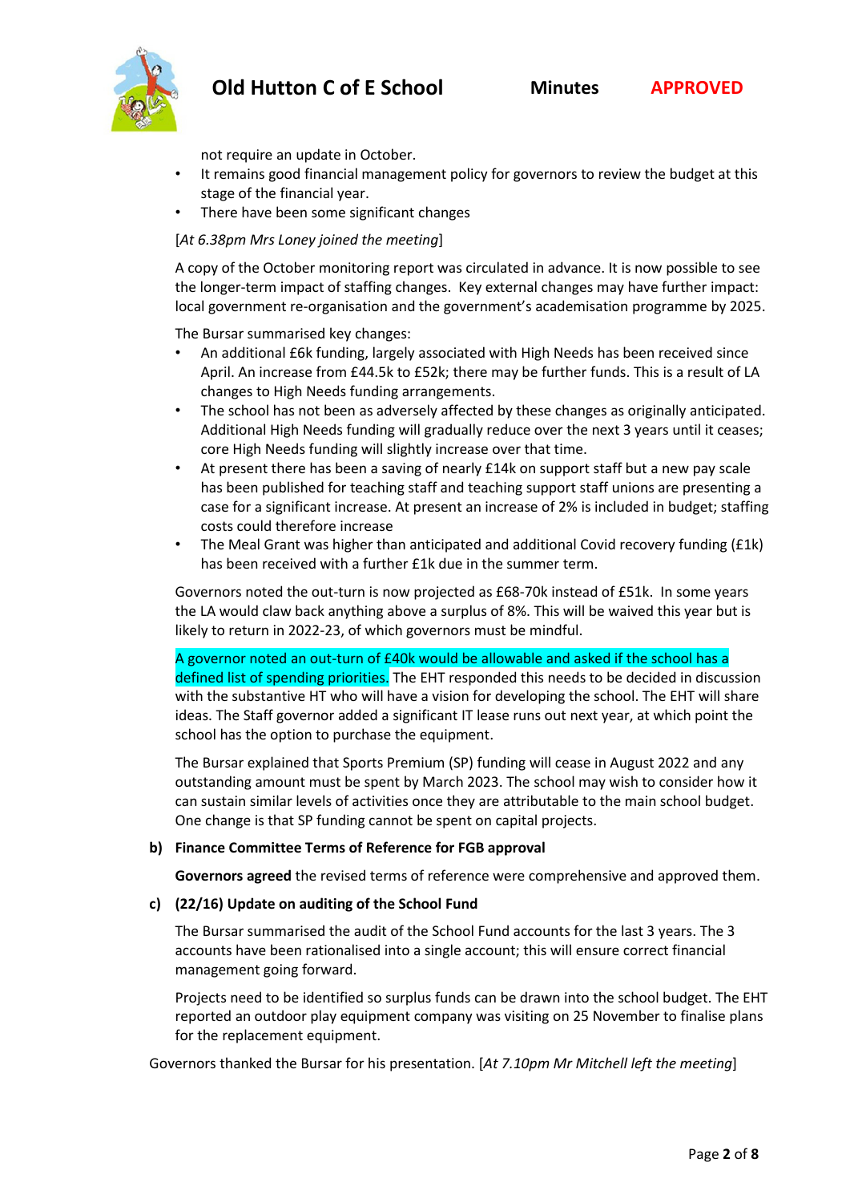not require an update in October.

- It remains good financial management policy for governors to review the budget at this stage of the financial year.
- There have been some significant changes

[*At 6.38pm Mrs Loney joined the meeting*]

A copy of the October monitoring report was circulated in advance. It is now possible to see the longer-term impact of staffing changes. Key external changes may have further impact: local government re-organisation and the government's academisation programme by 2025.

The Bursar summarised key changes:

- An additional £6k funding, largely associated with High Needs has been received since April. An increase from £44.5k to £52k; there may be further funds. This is a result of LA changes to High Needs funding arrangements.
- The school has not been as adversely affected by these changes as originally anticipated. Additional High Needs funding will gradually reduce over the next 3 years until it ceases; core High Needs funding will slightly increase over that time.
- At present there has been a saving of nearly £14k on support staff but a new pay scale has been published for teaching staff and teaching support staff unions are presenting a case for a significant increase. At present an increase of 2% is included in budget; staffing costs could therefore increase
- The Meal Grant was higher than anticipated and additional Covid recovery funding (£1k) has been received with a further £1k due in the summer term.

Governors noted the out-turn is now projected as £68-70k instead of £51k. In some years the LA would claw back anything above a surplus of 8%. This will be waived this year but is likely to return in 2022-23, of which governors must be mindful.

A governor noted an out-turn of £40k would be allowable and asked if the school has a defined list of spending priorities. The EHT responded this needs to be decided in discussion with the substantive HT who will have a vision for developing the school. The EHT will share ideas. The Staff governor added a significant IT lease runs out next year, at which point the school has the option to purchase the equipment.

The Bursar explained that Sports Premium (SP) funding will cease in August 2022 and any outstanding amount must be spent by March 2023. The school may wish to consider how it can sustain similar levels of activities once they are attributable to the main school budget. One change is that SP funding cannot be spent on capital projects.

**b) Finance Committee Terms of Reference for FGB approval**

**Governors agreed** the revised terms of reference were comprehensive and approved them.

**c) (22/16) Update on auditing of the School Fund**

The Bursar summarised the audit of the School Fund accounts for the last 3 years. The 3 accounts have been rationalised into a single account; this will ensure correct financial management going forward.

Projects need to be identified so surplus funds can be drawn into the school budget. The EHT reported an outdoor play equipment company was visiting on 25 November to finalise plans for the replacement equipment.

Governors thanked the Bursar for his presentation. [*At 7.10pm Mr Mitchell left the meeting*]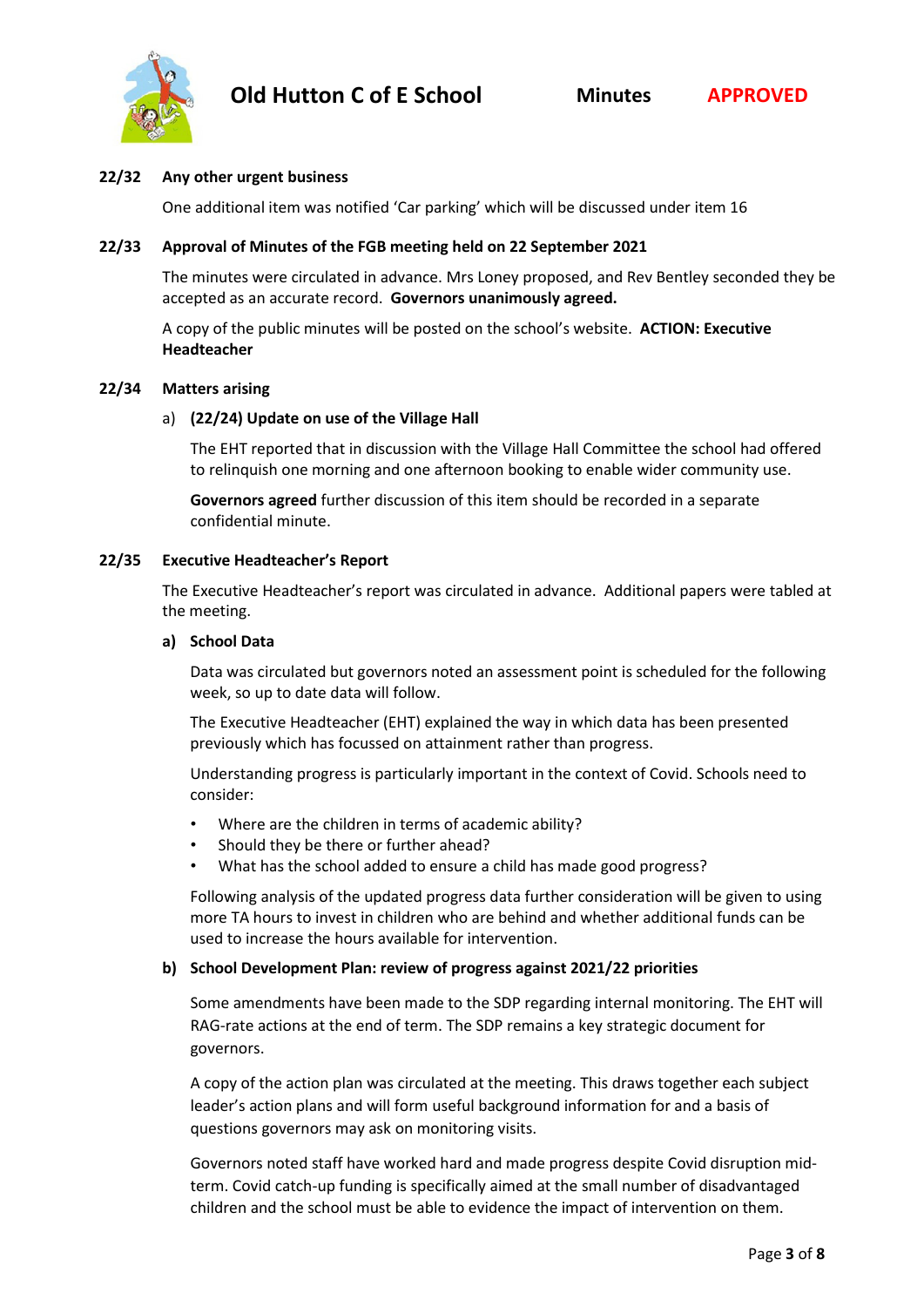**22/32 Any other urgent business**

One additional item was notified 'Car parking' which will be discussed under item 16

**22/33 Approval of Minutes of the FGB meeting held on 22 September 2021**

The minutes were circulated in advance. Mrs Loney proposed, and Rev Bentley seconded they be accepted as an accurate record. **Governors unanimously agreed.**

A copy of the public minutes will be posted on the school's website. **ACTION: Executive Headteacher**

**22/34 Matters arising**

a) **(22/24) Update on use of the Village Hall**

The EHT reported that in discussion with the Village Hall Committee the school had offered to relinquish one morning and one afternoon booking to enable wider community use.

**Governors agreed** further discussion of this item should be recorded in a separate confidential minute.

**22/35 Executive Headteacher's Report**

The Executive Headteacher's report was circulated in advance. Additional papers were tabled at the meeting.

**a) School Data**

Data was circulated but governors noted an assessment point is scheduled for the following week, so up to date data will follow.

The Executive Headteacher (EHT) explained the way in which data has been presented previously which has focussed on attainment rather than progress.

Understanding progress is particularly important in the context of Covid. Schools need to consider:

- Where are the children in terms of academic ability?
- Should they be there or further ahead?
- What has the school added to ensure a child has made good progress?

Following analysis of the updated progress data further consideration will be given to using more TA hours to invest in children who are behind and whether additional funds can be used to increase the hours available for intervention.

**b) School Development Plan: review of progress against 2021/22 priorities**

Some amendments have been made to the SDP regarding internal monitoring. The EHT will RAG-rate actions at the end of term. The SDP remains a key strategic document for governors.

A copy of the action plan was circulated at the meeting. This draws together each subject leader's action plans and will form useful background information for and a basis of questions governors may ask on monitoring visits.

Governors noted staff have worked hard and made progress despite Covid disruption mid-term. Covid catch-up funding is specifically aimed at the small number of disadvantaged children and the school must be able to evidence the impact of intervention on them.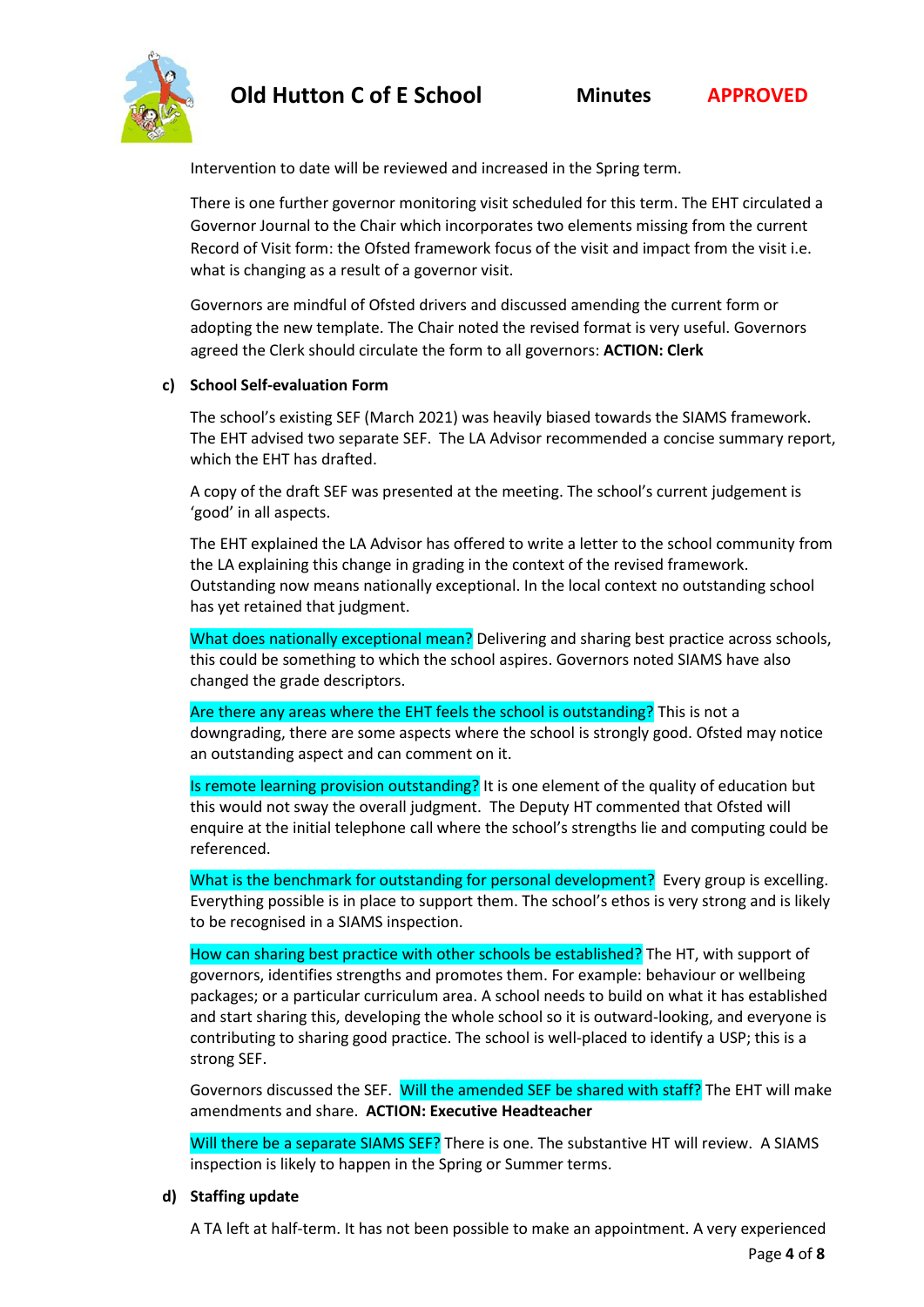Intervention to date will be reviewed and increased in the Spring term.

There is one further governor monitoring visit scheduled for this term. The EHT circulated a Governor Journal to the Chair which incorporates two elements missing from the current Record of Visit form: the Ofsted framework focus of the visit and impact from the visit i.e. what is changing as a result of a governor visit.

Governors are mindful of Ofsted drivers and discussed amending the current form or adopting the new template. The Chair noted the revised format is very useful. Governors agreed the Clerk should circulate the form to all governors: **ACTION: Clerk**

**c) School Self-evaluation Form**

The school's existing SEF (March 2021) was heavily biased towards the SIAMS framework. The EHT advised two separate SEF. The LA Advisor recommended a concise summary report, which the EHT has drafted.

A copy of the draft SEF was presented at the meeting. The school's current judgement is 'good' in all aspects.

The EHT explained the LA Advisor has offered to write a letter to the school community from the LA explaining this change in grading in the context of the revised framework. Outstanding now means nationally exceptional. In the local context no outstanding school has yet retained that judgment.

What does nationally exceptional mean? Delivering and sharing best practice across schools, this could be something to which the school aspires. Governors noted SIAMS have also changed the grade descriptors.

Are there any areas where the EHT feels the school is outstanding? This is not a downgrading, there are some aspects where the school is strongly good. Ofsted may notice an outstanding aspect and can comment on it.

Is remote learning provision outstanding? It is one element of the quality of education but this would not sway the overall judgment. The Deputy HT commented that Ofsted will enquire at the initial telephone call where the school's strengths lie and computing could be referenced.

What is the benchmark for outstanding for personal development? Every group is excelling. Everything possible is in place to support them. The school's ethos is very strong and is likely to be recognised in a SIAMS inspection.

How can sharing best practice with other schools be established? The HT, with support of governors, identifies strengths and promotes them. For example: behaviour or wellbeing packages; or a particular curriculum area. A school needs to build on what it has established and start sharing this, developing the whole school so it is outward-looking, and everyone is contributing to sharing good practice. The school is well-placed to identify a USP; this is a strong SEF.

Governors discussed the SEF. Will the amended SEF be shared with staff? The EHT will make amendments and share. **ACTION: Executive Headteacher**

Will there be a separate SIAMS SEF? There is one. The substantive HT will review. A SIAMS inspection is likely to happen in the Spring or Summer terms.

**d) Staffing update**

A TA left at half-term. It has not been possible to make an appointment. A very experienced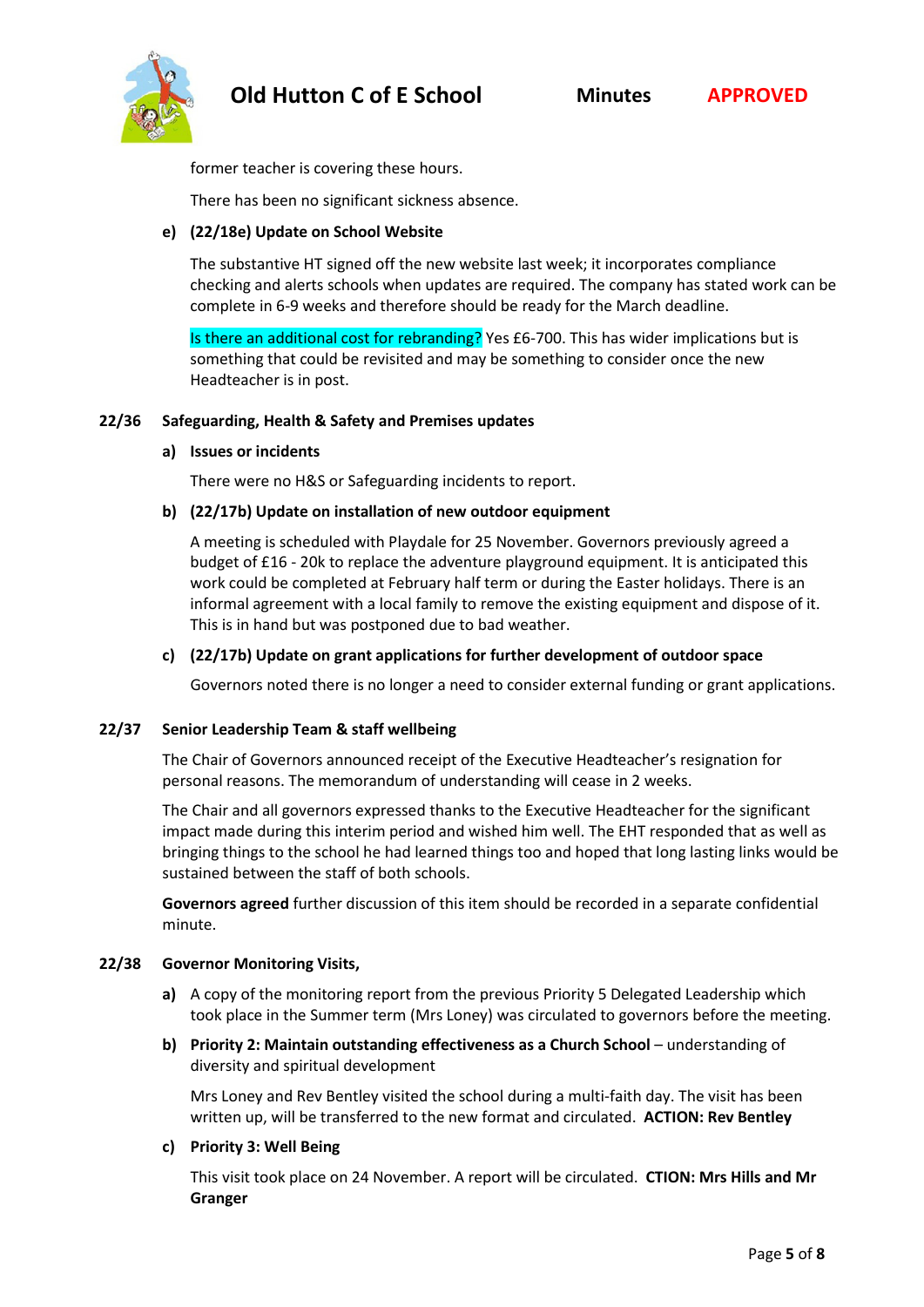former teacher is covering these hours.

There has been no significant sickness absence.

**e) (22/18e) Update on School Website**

The substantive HT signed off the new website last week; it incorporates compliance checking and alerts schools when updates are required. The company has stated work can be complete in 6-9 weeks and therefore should be ready for the March deadline.

Is there an additional cost for rebranding? Yes £6-700. This has wider implications but is something that could be revisited and may be something to consider once the new Headteacher is in post.

**22/36 Safeguarding, Health & Safety and Premises updates**

**a) Issues or incidents**

There were no H&S or Safeguarding incidents to report.

**b) (22/17b) Update on installation of new outdoor equipment**

A meeting is scheduled with Playdale for 25 November. Governors previously agreed a budget of £16 - 20k to replace the adventure playground equipment. It is anticipated this work could be completed at February half term or during the Easter holidays. There is an informal agreement with a local family to remove the existing equipment and dispose of it. This is in hand but was postponed due to bad weather.

**c) (22/17b) Update on grant applications for further development of outdoor space**

Governors noted there is no longer a need to consider external funding or grant applications.

**22/37 Senior Leadership Team & staff wellbeing**

The Chair of Governors announced receipt of the Executive Headteacher's resignation for personal reasons. The memorandum of understanding will cease in 2 weeks.

The Chair and all governors expressed thanks to the Executive Headteacher for the significant impact made during this interim period and wished him well. The EHT responded that as well as bringing things to the school he had learned things too and hoped that long lasting links would be sustained between the staff of both schools.

**Governors agreed** further discussion of this item should be recorded in a separate confidential minute.

**22/38 Governor Monitoring Visits,**

**a)** A copy of the monitoring report from the previous Priority 5 Delegated Leadership which took place in the Summer term (Mrs Loney) was circulated to governors before the meeting.

**b) Priority 2: Maintain outstanding effectiveness as a Church School** – understanding of diversity and spiritual development

Mrs Loney and Rev Bentley visited the school during a multi-faith day. The visit has been written up, will be transferred to the new format and circulated. **ACTION: Rev Bentley**

**c) Priority 3: Well Being**

This visit took place on 24 November. A report will be circulated. **CTION: Mrs Hills and Mr Granger**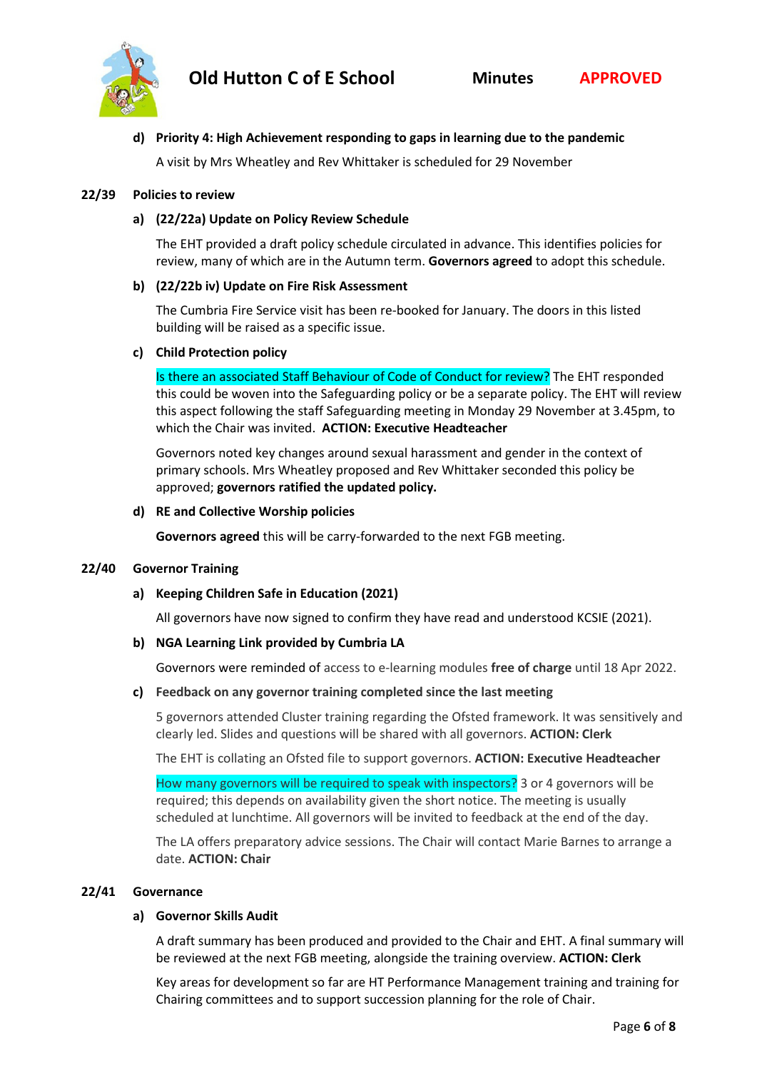**d) Priority 4: High Achievement responding to gaps in learning due to the pandemic**

A visit by Mrs Wheatley and Rev Whittaker is scheduled for 29 November

**22/39 Policies to review**

**a) (22/22a) Update on Policy Review Schedule**

The EHT provided a draft policy schedule circulated in advance. This identifies policies for review, many of which are in the Autumn term. **Governors agreed** to adopt this schedule.

**b) (22/22b iv) Update on Fire Risk Assessment**

The Cumbria Fire Service visit has been re-booked for January. The doors in this listed building will be raised as a specific issue.

**c) Child Protection policy**

Is there an associated Staff Behaviour of Code of Conduct for review? The EHT responded this could be woven into the Safeguarding policy or be a separate policy. The EHT will review this aspect following the staff Safeguarding meeting in Monday 29 November at 3.45pm, to which the Chair was invited. **ACTION: Executive Headteacher**

Governors noted key changes around sexual harassment and gender in the context of primary schools. Mrs Wheatley proposed and Rev Whittaker seconded this policy be approved; **governors ratified the updated policy.**

**d) RE and Collective Worship policies**

**Governors agreed** this will be carry-forwarded to the next FGB meeting.

**22/40 Governor Training**

**a) Keeping Children Safe in Education (2021)**

All governors have now signed to confirm they have read and understood KCSIE (2021).

**b) NGA Learning Link provided by Cumbria LA**

Governors were reminded of access to e-learning modules **free of charge** until 18 Apr 2022.

**c) Feedback on any governor training completed since the last meeting**

5 governors attended Cluster training regarding the Ofsted framework. It was sensitively and clearly led. Slides and questions will be shared with all governors. **ACTION: Clerk**

The EHT is collating an Ofsted file to support governors. **ACTION: Executive Headteacher**

How many governors will be required to speak with inspectors? 3 or 4 governors will be required; this depends on availability given the short notice. The meeting is usually scheduled at lunchtime. All governors will be invited to feedback at the end of the day.

The LA offers preparatory advice sessions. The Chair will contact Marie Barnes to arrange a date. **ACTION: Chair**

**22/41 Governance**

**a) Governor Skills Audit**

A draft summary has been produced and provided to the Chair and EHT. A final summary will be reviewed at the next FGB meeting, alongside the training overview. **ACTION: Clerk**

Key areas for development so far are HT Performance Management training and training for Chairing committees and to support succession planning for the role of Chair.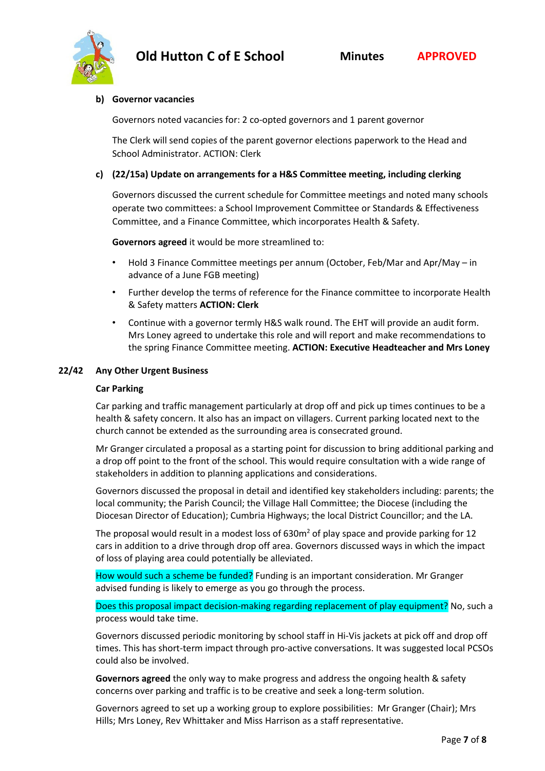**b) Governor vacancies**

Governors noted vacancies for: 2 co-opted governors and 1 parent governor

The Clerk will send copies of the parent governor elections paperwork to the Head and School Administrator. ACTION: Clerk

**c) (22/15a) Update on arrangements for a H&S Committee meeting, including clerking**

Governors discussed the current schedule for Committee meetings and noted many schools operate two committees: a School Improvement Committee or Standards & Effectiveness Committee, and a Finance Committee, which incorporates Health & Safety.

**Governors agreed** it would be more streamlined to:

- Hold 3 Finance Committee meetings per annum (October, Feb/Mar and Apr/May – in advance of a June FGB meeting)
- Further develop the terms of reference for the Finance committee to incorporate Health & Safety matters **ACTION: Clerk**
- Continue with a governor termly H&S walk round. The EHT will provide an audit form. Mrs Loney agreed to undertake this role and will report and make recommendations to the spring Finance Committee meeting. **ACTION: Executive Headteacher and Mrs Loney**

## 22/42 Any Other Urgent Business

**Car Parking**

Car parking and traffic management particularly at drop off and pick up times continues to be a health & safety concern. It also has an impact on villagers. Current parking located next to the church cannot be extended as the surrounding area is consecrated ground.

Mr Granger circulated a proposal as a starting point for discussion to bring additional parking and a drop off point to the front of the school. This would require consultation with a wide range of stakeholders in addition to planning applications and considerations.

Governors discussed the proposal in detail and identified key stakeholders including: parents; the local community; the Parish Council; the Village Hall Committee; the Diocese (including the Diocesan Director of Education); Cumbria Highways; the local District Councillor; and the LA.

The proposal would result in a modest loss of 630m$^2$ of play space and provide parking for 12 cars in addition to a drive through drop off area. Governors discussed ways in which the impact of loss of playing area could potentially be alleviated.

How would such a scheme be funded? Funding is an important consideration. Mr Granger advised funding is likely to emerge as you go through the process.

Does this proposal impact decision-making regarding replacement of play equipment? No, such a process would take time.

Governors discussed periodic monitoring by school staff in Hi-Vis jackets at pick off and drop off times. This has short-term impact through pro-active conversations. It was suggested local PCSOs could also be involved.

**Governors agreed** the only way to make progress and address the ongoing health & safety concerns over parking and traffic is to be creative and seek a long-term solution.

Governors agreed to set up a working group to explore possibilities: Mr Granger (Chair); Mrs Hills; Mrs Loney, Rev Whittaker and Miss Harrison as a staff representative.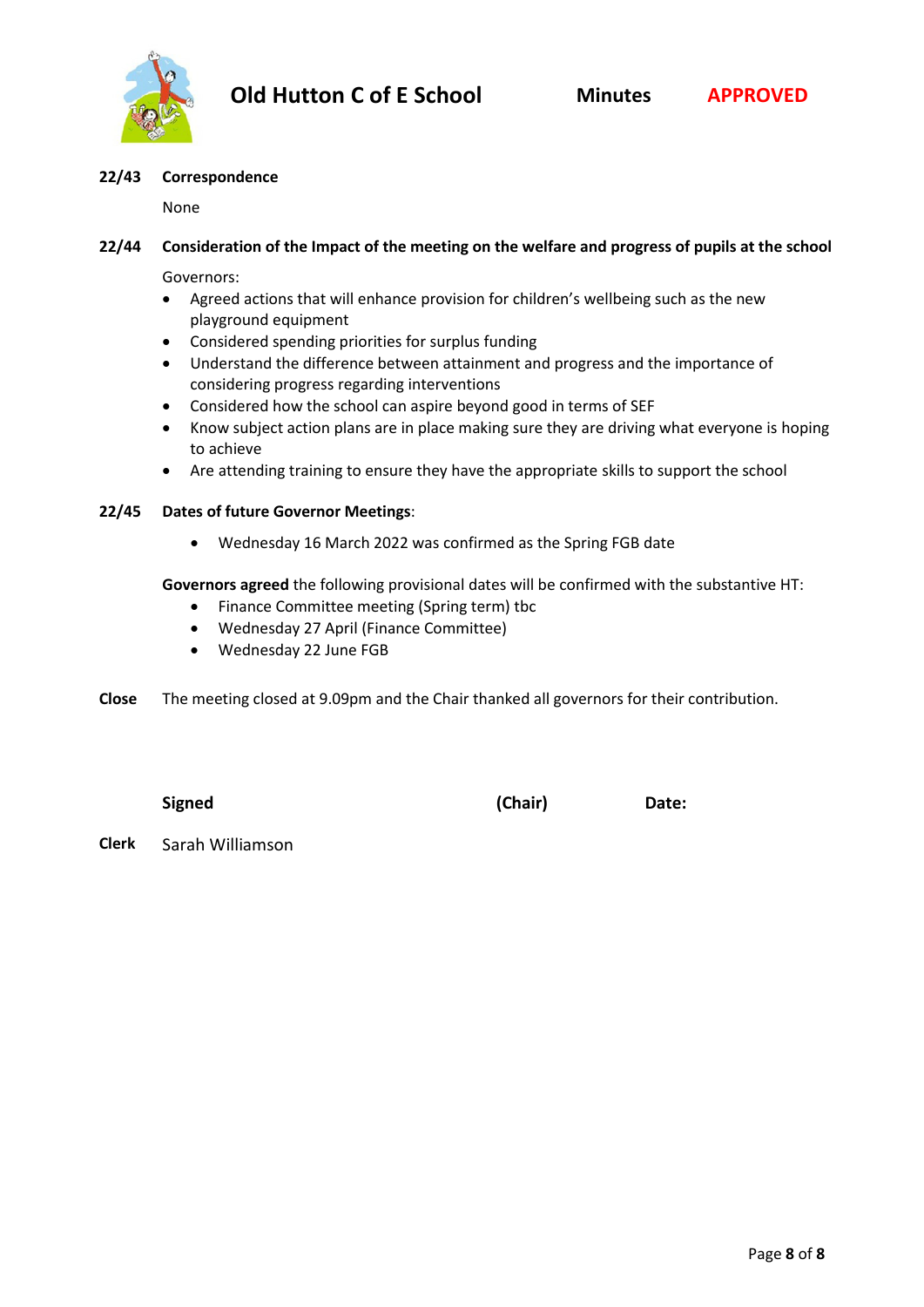**22/43 Correspondence**

None

**22/44 Consideration of the Impact of the meeting on the welfare and progress of pupils at the school**

Governors:

- Agreed actions that will enhance provision for children's wellbeing such as the new playground equipment
- Considered spending priorities for surplus funding
- Understand the difference between attainment and progress and the importance of considering progress regarding interventions
- Considered how the school can aspire beyond good in terms of SEF
- Know subject action plans are in place making sure they are driving what everyone is hoping to achieve
- Are attending training to ensure they have the appropriate skills to support the school

**22/45 Dates of future Governor Meetings**:

- Wednesday 16 March 2022 was confirmed as the Spring FGB date

**Governors agreed** the following provisional dates will be confirmed with the substantive HT:

- Finance Committee meeting (Spring term) tbc
- Wednesday 27 April (Finance Committee)
- Wednesday 22 June FGB

**Close** The meeting closed at 9.09pm and the Chair thanked all governors for their contribution.

**Signed** **(Chair)** **Date:**

**Clerk** Sarah Williamson